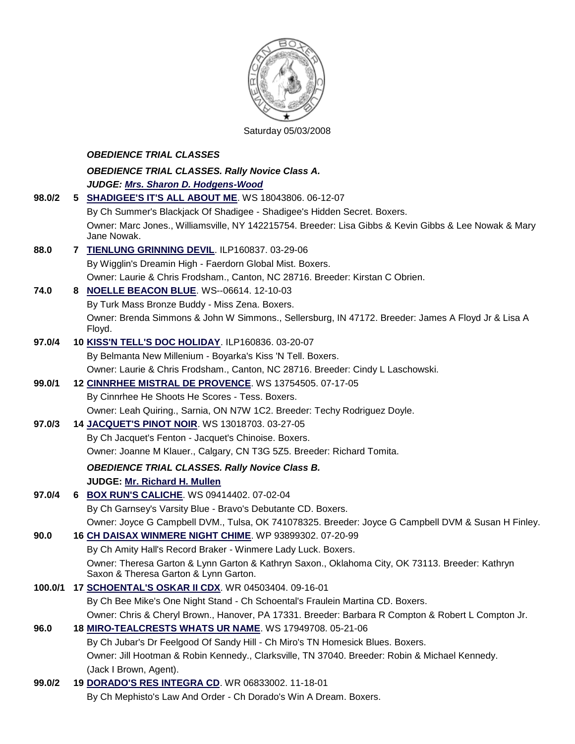Saturday 05/03/2008

***OBEDIENCE TRIAL CLASSES***

***OBEDIENCE TRIAL CLASSES. Rally Novice Class A.***

***JUDGE: Mrs. Sharon D. Hodgens-Wood***

**98.0/2** **5** **SHADIGEE'S IT'S ALL ABOUT ME**. WS 18043806. 06-12-07
By Ch Summer's Blackjack Of Shadigee - Shadigee's Hidden Secret. Boxers.
Owner: Marc Jones., Williamsville, NY 142215754. Breeder: Lisa Gibbs & Kevin Gibbs & Lee Nowak & Mary Jane Nowak.

**88.0** **7** **TIENLUNG GRINNING DEVIL**. ILP160837. 03-29-06
By Wigglin's Dreamin High - Faerdorn Global Mist. Boxers.
Owner: Laurie & Chris Frodsham., Canton, NC 28716. Breeder: Kirstan C Obrien.

**74.0** **8** **NOELLE BEACON BLUE**. WS--06614. 12-10-03
By Turk Mass Bronze Buddy - Miss Zena. Boxers.
Owner: Brenda Simmons & John W Simmons., Sellersburg, IN 47172. Breeder: James A Floyd Jr & Lisa A Floyd.

**97.0/4** **10** **KISS'N TELL'S DOC HOLIDAY**. ILP160836. 03-20-07
By Belmanta New Millenium - Boyarka's Kiss 'N Tell. Boxers.
Owner: Laurie & Chris Frodsham., Canton, NC 28716. Breeder: Cindy L Laschowski.

**99.0/1** **12** **CINNRHEE MISTRAL DE PROVENCE**. WS 13754505. 07-17-05
By Cinnrhee He Shoots He Scores - Tess. Boxers.
Owner: Leah Quiring., Sarnia, ON N7W 1C2. Breeder: Techy Rodriguez Doyle.

**97.0/3** **14** **JACQUET'S PINOT NOIR**. WS 13018703. 03-27-05
By Ch Jacquet's Fenton - Jacquet's Chinoise. Boxers.
Owner: Joanne M Klauer., Calgary, CN T3G 5Z5. Breeder: Richard Tomita.

***OBEDIENCE TRIAL CLASSES. Rally Novice Class B.***

**JUDGE: Mr. Richard H. Mullen**

**97.0/4** **6** **BOX RUN'S CALICHE**. WS 09414402. 07-02-04
By Ch Garnsey's Varsity Blue - Bravo's Debutante CD. Boxers.
Owner: Joyce G Campbell DVM., Tulsa, OK 741078325. Breeder: Joyce G Campbell DVM & Susan H Finley.

**90.0** **16** **CH DAISAX WINMERE NIGHT CHIME**. WP 93899302. 07-20-99
By Ch Amity Hall's Record Braker - Winmere Lady Luck. Boxers.
Owner: Theresa Garton & Lynn Garton & Kathryn Saxon., Oklahoma City, OK 73113. Breeder: Kathryn Saxon & Theresa Garton & Lynn Garton.

**100.0/1** **17** **SCHOENTAL'S OSKAR II CDX**. WR 04503404. 09-16-01
By Ch Bee Mike's One Night Stand - Ch Schoental's Fraulein Martina CD. Boxers.
Owner: Chris & Cheryl Brown., Hanover, PA 17331. Breeder: Barbara R Compton & Robert L Compton Jr.

**96.0** **18** **MIRO-TEALCRESTS WHATS UR NAME**. WS 17949708. 05-21-06
By Ch Jubar's Dr Feelgood Of Sandy Hill - Ch Miro's TN Homesick Blues. Boxers.
Owner: Jill Hootman & Robin Kennedy., Clarksville, TN 37040. Breeder: Robin & Michael Kennedy.
(Jack I Brown, Agent).

**99.0/2** **19** **DORADO'S RES INTEGRA CD**. WR 06833002. 11-18-01
By Ch Mephisto's Law And Order - Ch Dorado's Win A Dream. Boxers.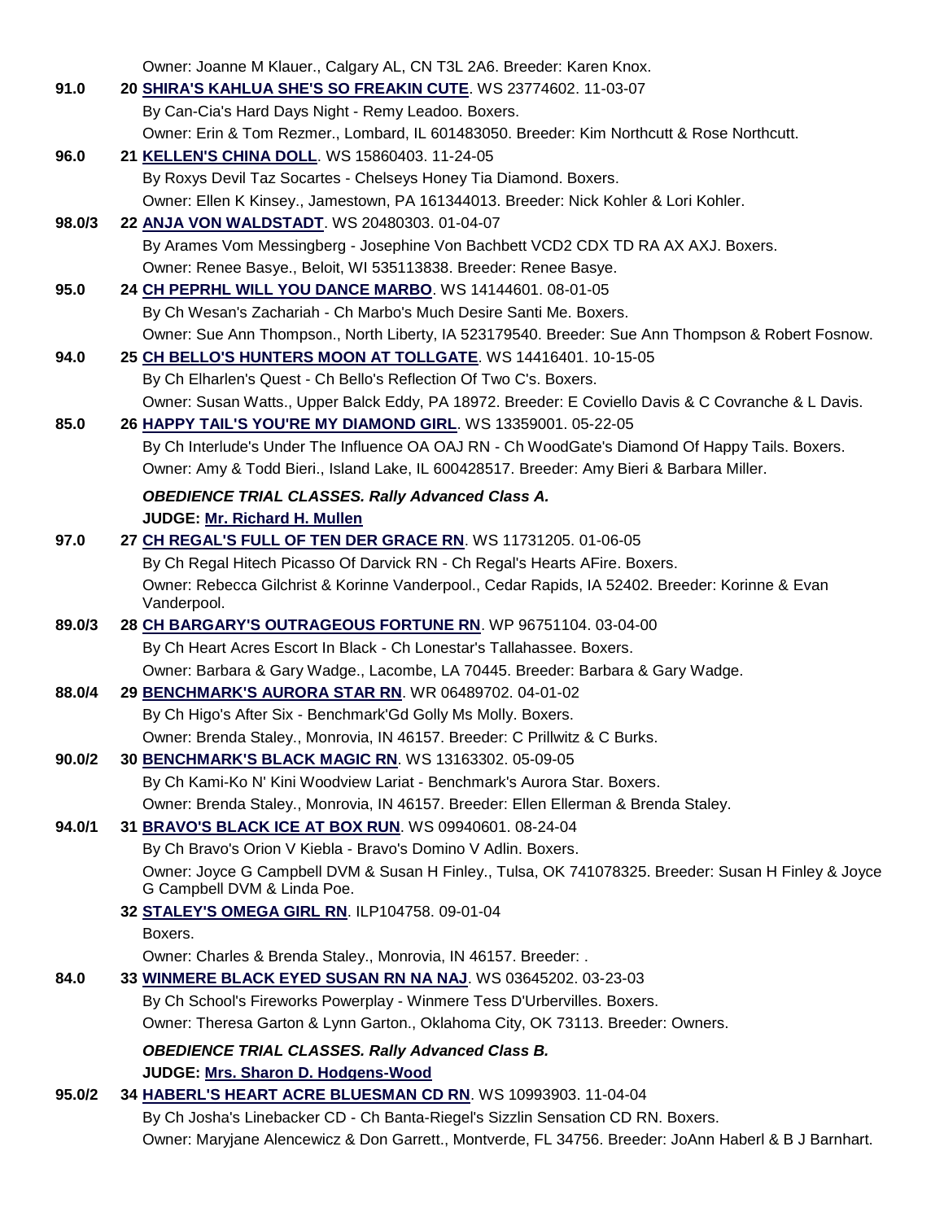Owner: Joanne M Klauer., Calgary AL, CN T3L 2A6. Breeder: Karen Knox.

**91.0** 20 **SHIRA'S KAHLUA SHE'S SO FREAKIN CUTE**. WS 23774602. 11-03-07
By Can-Cia's Hard Days Night - Remy Leadoo. Boxers.
Owner: Erin & Tom Rezmer., Lombard, IL 601483050. Breeder: Kim Northcutt & Rose Northcutt.

**96.0** 21 **KELLEN'S CHINA DOLL**. WS 15860403. 11-24-05
By Roxys Devil Taz Socartes - Chelseys Honey Tia Diamond. Boxers.
Owner: Ellen K Kinsey., Jamestown, PA 161344013. Breeder: Nick Kohler & Lori Kohler.

**98.0/3** 22 **ANJA VON WALDSTADT**. WS 20480303. 01-04-07
By Arames Vom Messingberg - Josephine Von Bachbett VCD2 CDX TD RA AX AXJ. Boxers.
Owner: Renee Basye., Beloit, WI 535113838. Breeder: Renee Basye.

**95.0** 24 **CH PEPRHL WILL YOU DANCE MARBO**. WS 14144601. 08-01-05
By Ch Wesan's Zachariah - Ch Marbo's Much Desire Santi Me. Boxers.
Owner: Sue Ann Thompson., North Liberty, IA 523179540. Breeder: Sue Ann Thompson & Robert Fosnow.

**94.0** 25 **CH BELLO'S HUNTERS MOON AT TOLLGATE**. WS 14416401. 10-15-05
By Ch Elharlen's Quest - Ch Bello's Reflection Of Two C's. Boxers.
Owner: Susan Watts., Upper Balck Eddy, PA 18972. Breeder: E Coviello Davis & C Covranche & L Davis.

**85.0** 26 **HAPPY TAIL'S YOU'RE MY DIAMOND GIRL**. WS 13359001. 05-22-05
By Ch Interlude's Under The Influence OA OAJ RN - Ch WoodGate's Diamond Of Happy Tails. Boxers.
Owner: Amy & Todd Bieri., Island Lake, IL 600428517. Breeder: Amy Bieri & Barbara Miller.

***OBEDIENCE TRIAL CLASSES. Rally Advanced Class A.***
**JUDGE: Mr. Richard H. Mullen**

**97.0** 27 **CH REGAL'S FULL OF TEN DER GRACE RN**. WS 11731205. 01-06-05
By Ch Regal Hitech Picasso Of Darvick RN - Ch Regal's Hearts AFire. Boxers.
Owner: Rebecca Gilchrist & Korinne Vanderpool., Cedar Rapids, IA 52402. Breeder: Korinne & Evan Vanderpool.

**89.0/3** 28 **CH BARGARY'S OUTRAGEOUS FORTUNE RN**. WP 96751104. 03-04-00
By Ch Heart Acres Escort In Black - Ch Lonestar's Tallahassee. Boxers.
Owner: Barbara & Gary Wadge., Lacombe, LA 70445. Breeder: Barbara & Gary Wadge.

**88.0/4** 29 **BENCHMARK'S AURORA STAR RN**. WR 06489702. 04-01-02
By Ch Higo's After Six - Benchmark'Gd Golly Ms Molly. Boxers.
Owner: Brenda Staley., Monrovia, IN 46157. Breeder: C Prillwitz & C Burks.

**90.0/2** 30 **BENCHMARK'S BLACK MAGIC RN**. WS 13163302. 05-09-05
By Ch Kami-Ko N' Kini Woodview Lariat - Benchmark's Aurora Star. Boxers.
Owner: Brenda Staley., Monrovia, IN 46157. Breeder: Ellen Ellerman & Brenda Staley.

**94.0/1** 31 **BRAVO'S BLACK ICE AT BOX RUN**. WS 09940601. 08-24-04
By Ch Bravo's Orion V Kiebla - Bravo's Domino V Adlin. Boxers.
Owner: Joyce G Campbell DVM & Susan H Finley., Tulsa, OK 741078325. Breeder: Susan H Finley & Joyce G Campbell DVM & Linda Poe.

32 **STALEY'S OMEGA GIRL RN**. ILP104758. 09-01-04
Boxers.
Owner: Charles & Brenda Staley., Monrovia, IN 46157. Breeder: .

**84.0** 33 **WINMERE BLACK EYED SUSAN RN NA NAJ**. WS 03645202. 03-23-03
By Ch School's Fireworks Powerplay - Winmere Tess D'Urbervilles. Boxers.
Owner: Theresa Garton & Lynn Garton., Oklahoma City, OK 73113. Breeder: Owners.

***OBEDIENCE TRIAL CLASSES. Rally Advanced Class B.***
**JUDGE: Mrs. Sharon D. Hodgens-Wood**

**95.0/2** 34 **HABERL'S HEART ACRE BLUESMAN CD RN**. WS 10993903. 11-04-04
By Ch Josha's Linebacker CD - Ch Banta-Riegel's Sizzlin Sensation CD RN. Boxers.
Owner: Maryjane Alencewicz & Don Garrett., Montverde, FL 34756. Breeder: JoAnn Haberl & B J Barnhart.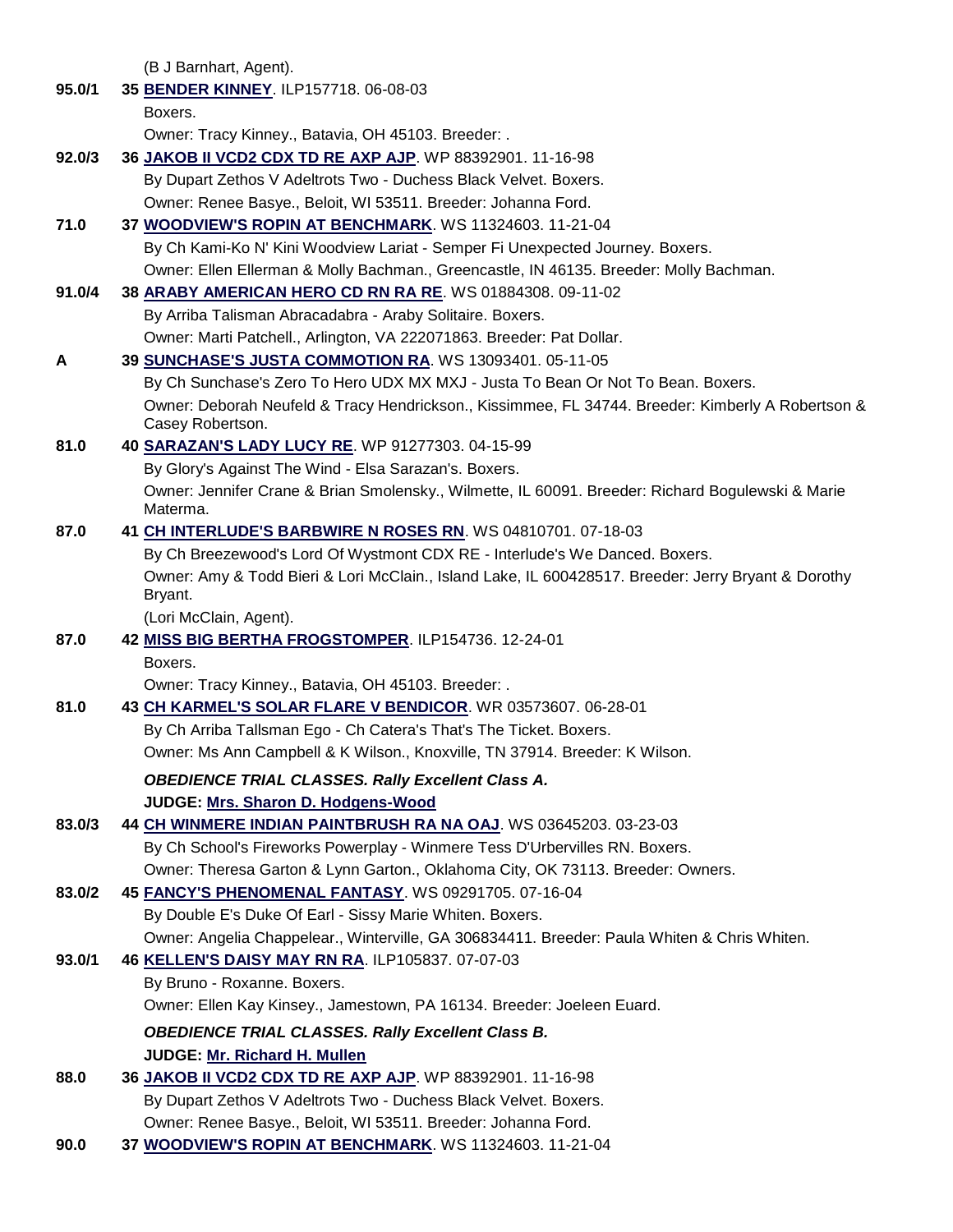(B J Barnhart, Agent).

**95.0/1** 35 **BENDER KINNEY**. ILP157718. 06-08-03
Boxers.
Owner: Tracy Kinney., Batavia, OH 45103. Breeder: .

**92.0/3** 36 **JAKOB II VCD2 CDX TD RE AXP AJP**. WP 88392901. 11-16-98
By Dupart Zethos V Adeltrots Two - Duchess Black Velvet. Boxers.
Owner: Renee Basye., Beloit, WI 53511. Breeder: Johanna Ford.

**71.0** 37 **WOODVIEW'S ROPIN AT BENCHMARK**. WS 11324603. 11-21-04
By Ch Kami-Ko N' Kini Woodview Lariat - Semper Fi Unexpected Journey. Boxers.
Owner: Ellen Ellerman & Molly Bachman., Greencastle, IN 46135. Breeder: Molly Bachman.

**91.0/4** 38 **ARABY AMERICAN HERO CD RN RA RE**. WS 01884308. 09-11-02
By Arriba Talisman Abracadabra - Araby Solitaire. Boxers.
Owner: Marti Patchell., Arlington, VA 222071863. Breeder: Pat Dollar.

**A** 39 **SUNCHASE'S JUSTA COMMOTION RA**. WS 13093401. 05-11-05
By Ch Sunchase's Zero To Hero UDX MX MXJ - Justa To Bean Or Not To Bean. Boxers.
Owner: Deborah Neufeld & Tracy Hendrickson., Kissimmee, FL 34744. Breeder: Kimberly A Robertson & Casey Robertson.

**81.0** 40 **SARAZAN'S LADY LUCY RE**. WP 91277303. 04-15-99
By Glory's Against The Wind - Elsa Sarazan's. Boxers.
Owner: Jennifer Crane & Brian Smolensky., Wilmette, IL 60091. Breeder: Richard Bogulewski & Marie Materma.

**87.0** 41 **CH INTERLUDE'S BARBWIRE N ROSES RN**. WS 04810701. 07-18-03
By Ch Breezewood's Lord Of Wystmont CDX RE - Interlude's We Danced. Boxers.
Owner: Amy & Todd Bieri & Lori McClain., Island Lake, IL 600428517. Breeder: Jerry Bryant & Dorothy Bryant.
(Lori McClain, Agent).

**87.0** 42 **MISS BIG BERTHA FROGSTOMPER**. ILP154736. 12-24-01
Boxers.
Owner: Tracy Kinney., Batavia, OH 45103. Breeder: .

**81.0** 43 **CH KARMEL'S SOLAR FLARE V BENDICOR**. WR 03573607. 06-28-01
By Ch Arriba Tallsman Ego - Ch Catera's That's The Ticket. Boxers.
Owner: Ms Ann Campbell & K Wilson., Knoxville, TN 37914. Breeder: K Wilson.

***OBEDIENCE TRIAL CLASSES. Rally Excellent Class A.***

**JUDGE: Mrs. Sharon D. Hodgens-Wood**

**83.0/3** 44 **CH WINMERE INDIAN PAINTBRUSH RA NA OAJ**. WS 03645203. 03-23-03
By Ch School's Fireworks Powerplay - Winmere Tess D'Urbervilles RN. Boxers.
Owner: Theresa Garton & Lynn Garton., Oklahoma City, OK 73113. Breeder: Owners.

**83.0/2** 45 **FANCY'S PHENOMENAL FANTASY**. WS 09291705. 07-16-04
By Double E's Duke Of Earl - Sissy Marie Whiten. Boxers.
Owner: Angelia Chappelear., Winterville, GA 306834411. Breeder: Paula Whiten & Chris Whiten.

**93.0/1** 46 **KELLEN'S DAISY MAY RN RA**. ILP105837. 07-07-03
By Bruno - Roxanne. Boxers.
Owner: Ellen Kay Kinsey., Jamestown, PA 16134. Breeder: Joeleen Euard.

***OBEDIENCE TRIAL CLASSES. Rally Excellent Class B.***

**JUDGE: Mr. Richard H. Mullen**

**88.0** 36 **JAKOB II VCD2 CDX TD RE AXP AJP**. WP 88392901. 11-16-98
By Dupart Zethos V Adeltrots Two - Duchess Black Velvet. Boxers.
Owner: Renee Basye., Beloit, WI 53511. Breeder: Johanna Ford.

**90.0** 37 **WOODVIEW'S ROPIN AT BENCHMARK**. WS 11324603. 11-21-04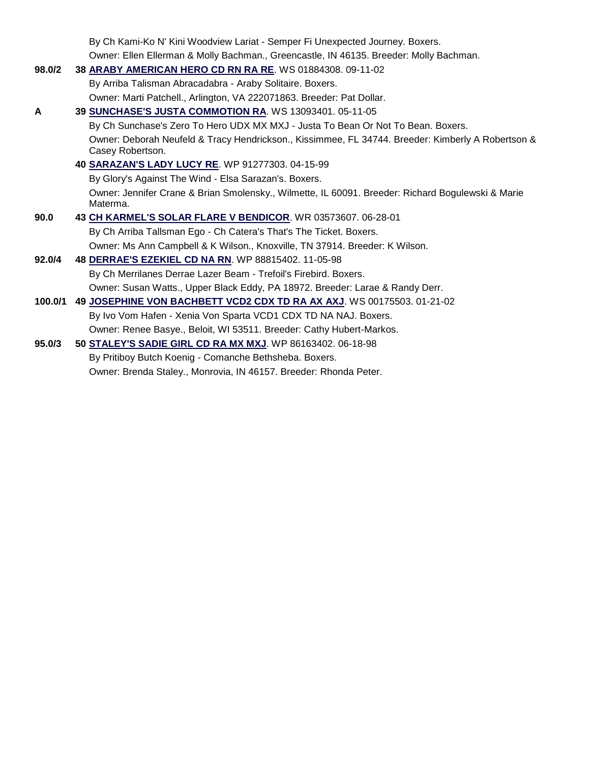By Ch Kami-Ko N' Kini Woodview Lariat - Semper Fi Unexpected Journey. Boxers.
Owner: Ellen Ellerman & Molly Bachman., Greencastle, IN 46135. Breeder: Molly Bachman.

**98.0/2** 38 **ARABY AMERICAN HERO CD RN RA RE**. WS 01884308. 09-11-02
By Arriba Talisman Abracadabra - Araby Solitaire. Boxers.
Owner: Marti Patchell., Arlington, VA 222071863. Breeder: Pat Dollar.

**A** 39 **SUNCHASE'S JUSTA COMMOTION RA**. WS 13093401. 05-11-05
By Ch Sunchase's Zero To Hero UDX MX MXJ - Justa To Bean Or Not To Bean. Boxers.
Owner: Deborah Neufeld & Tracy Hendrickson., Kissimmee, FL 34744. Breeder: Kimberly A Robertson & Casey Robertson.

40 **SARAZAN'S LADY LUCY RE**. WP 91277303. 04-15-99
By Glory's Against The Wind - Elsa Sarazan's. Boxers.
Owner: Jennifer Crane & Brian Smolensky., Wilmette, IL 60091. Breeder: Richard Bogulewski & Marie Materma.

**90.0** 43 **CH KARMEL'S SOLAR FLARE V BENDICOR**. WR 03573607. 06-28-01
By Ch Arriba Tallsman Ego - Ch Catera's That's The Ticket. Boxers.
Owner: Ms Ann Campbell & K Wilson., Knoxville, TN 37914. Breeder: K Wilson.

**92.0/4** 48 **DERRAE'S EZEKIEL CD NA RN**. WP 88815402. 11-05-98
By Ch Merrilanes Derrae Lazer Beam - Trefoil's Firebird. Boxers.
Owner: Susan Watts., Upper Black Eddy, PA 18972. Breeder: Larae & Randy Derr.

**100.0/1** 49 **JOSEPHINE VON BACHBETT VCD2 CDX TD RA AX AXJ**. WS 00175503. 01-21-02
By Ivo Vom Hafen - Xenia Von Sparta VCD1 CDX TD NA NAJ. Boxers.
Owner: Renee Basye., Beloit, WI 53511. Breeder: Cathy Hubert-Markos.

**95.0/3** 50 **STALEY'S SADIE GIRL CD RA MX MXJ**. WP 86163402. 06-18-98
By Pritiboy Butch Koenig - Comanche Bethsheba. Boxers.
Owner: Brenda Staley., Monrovia, IN 46157. Breeder: Rhonda Peter.